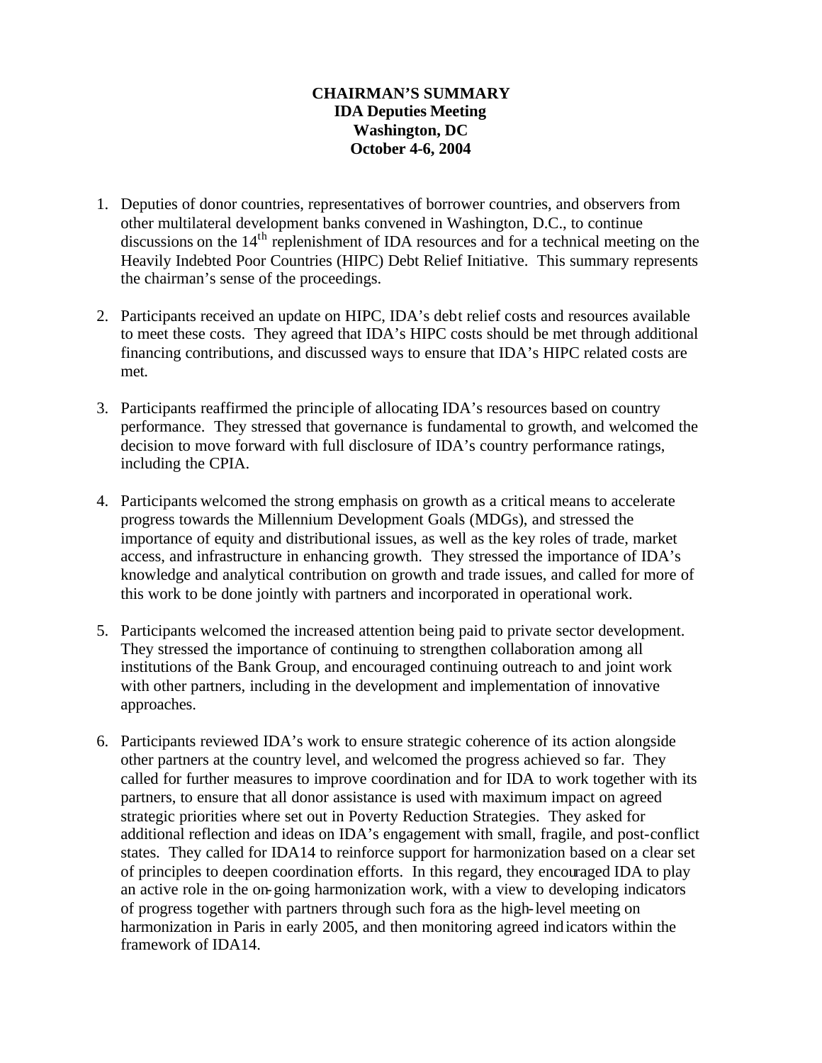**CHAIRMAN'S SUMMARY**
**IDA Deputies Meeting**
**Washington, DC**
**October 4-6, 2004**

1. Deputies of donor countries, representatives of borrower countries, and observers from other multilateral development banks convened in Washington, D.C., to continue discussions on the 14th replenishment of IDA resources and for a technical meeting on the Heavily Indebted Poor Countries (HIPC) Debt Relief Initiative. This summary represents the chairman's sense of the proceedings.

2. Participants received an update on HIPC, IDA's debt relief costs and resources available to meet these costs. They agreed that IDA's HIPC costs should be met through additional financing contributions, and discussed ways to ensure that IDA's HIPC related costs are met.

3. Participants reaffirmed the principle of allocating IDA's resources based on country performance. They stressed that governance is fundamental to growth, and welcomed the decision to move forward with full disclosure of IDA's country performance ratings, including the CPIA.

4. Participants welcomed the strong emphasis on growth as a critical means to accelerate progress towards the Millennium Development Goals (MDGs), and stressed the importance of equity and distributional issues, as well as the key roles of trade, market access, and infrastructure in enhancing growth. They stressed the importance of IDA's knowledge and analytical contribution on growth and trade issues, and called for more of this work to be done jointly with partners and incorporated in operational work.

5. Participants welcomed the increased attention being paid to private sector development. They stressed the importance of continuing to strengthen collaboration among all institutions of the Bank Group, and encouraged continuing outreach to and joint work with other partners, including in the development and implementation of innovative approaches.

6. Participants reviewed IDA's work to ensure strategic coherence of its action alongside other partners at the country level, and welcomed the progress achieved so far. They called for further measures to improve coordination and for IDA to work together with its partners, to ensure that all donor assistance is used with maximum impact on agreed strategic priorities where set out in Poverty Reduction Strategies. They asked for additional reflection and ideas on IDA's engagement with small, fragile, and post-conflict states. They called for IDA14 to reinforce support for harmonization based on a clear set of principles to deepen coordination efforts. In this regard, they encouraged IDA to play an active role in the on-going harmonization work, with a view to developing indicators of progress together with partners through such fora as the high-level meeting on harmonization in Paris in early 2005, and then monitoring agreed indicators within the framework of IDA14.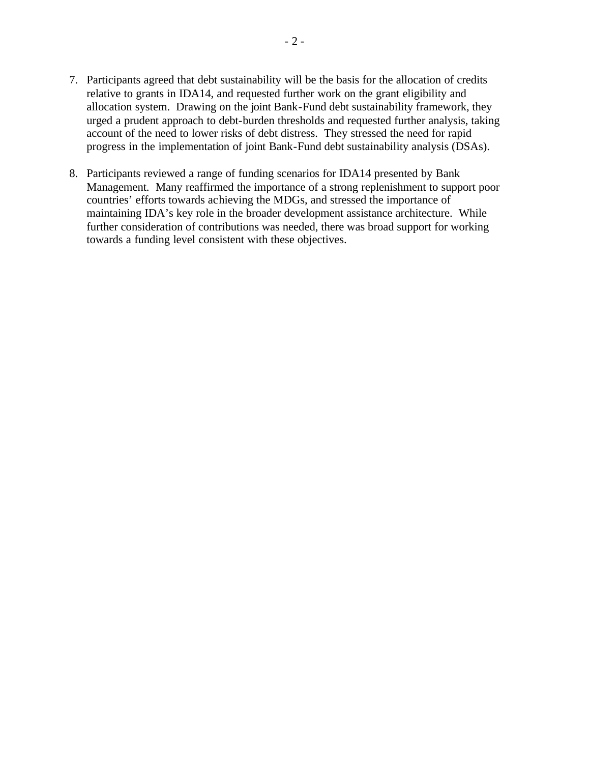7. Participants agreed that debt sustainability will be the basis for the allocation of credits relative to grants in IDA14, and requested further work on the grant eligibility and allocation system. Drawing on the joint Bank-Fund debt sustainability framework, they urged a prudent approach to debt-burden thresholds and requested further analysis, taking account of the need to lower risks of debt distress. They stressed the need for rapid progress in the implementation of joint Bank-Fund debt sustainability analysis (DSAs).

8. Participants reviewed a range of funding scenarios for IDA14 presented by Bank Management. Many reaffirmed the importance of a strong replenishment to support poor countries' efforts towards achieving the MDGs, and stressed the importance of maintaining IDA's key role in the broader development assistance architecture. While further consideration of contributions was needed, there was broad support for working towards a funding level consistent with these objectives.